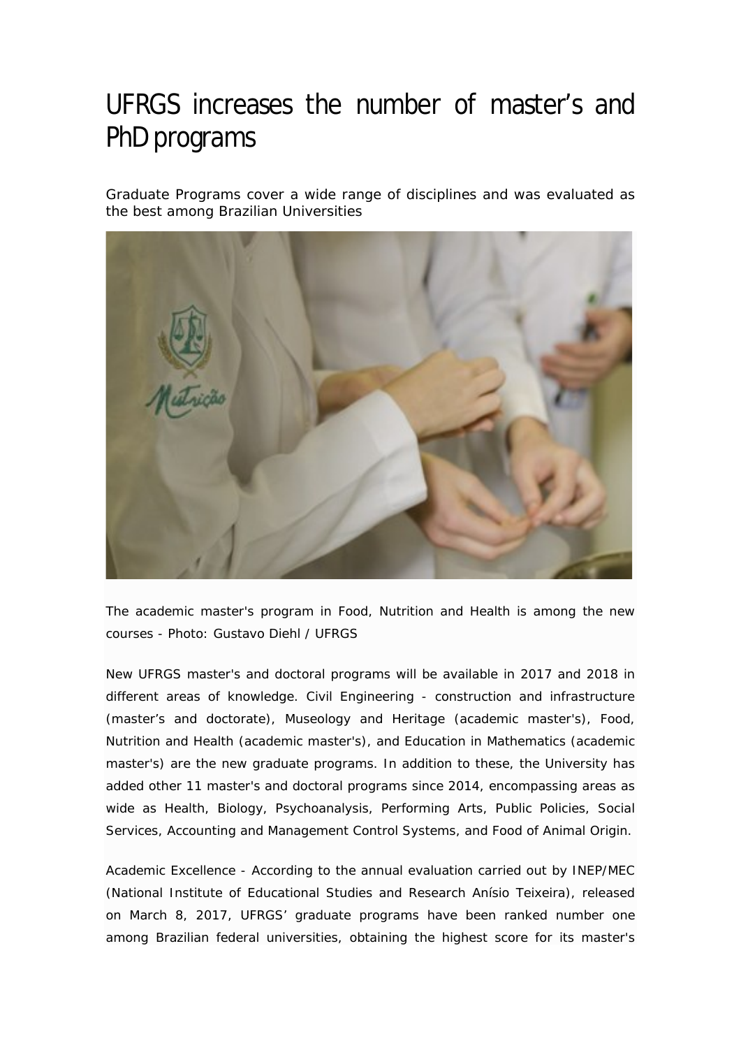# UFRGS increases the number of master's and PhD programs

Graduate Programs cover a wide range of disciplines and was evaluated as the best among Brazilian Universities

The academic master's program in Food, Nutrition and Health is among the new courses - Photo: Gustavo Diehl / UFRGS

New UFRGS master's and doctoral programs will be available in 2017 and 2018 in different areas of knowledge. Civil Engineering - construction and infrastructure (master's and doctorate), Museology and Heritage (academic master's), Food, Nutrition and Health (academic master's), and Education in Mathematics (academic master's) are the new graduate programs. In addition to these, the University has added other 11 master's and doctoral programs since 2014, encompassing areas as wide as Health, Biology, Psychoanalysis, Performing Arts, Public Policies, Social Services, Accounting and Management Control Systems, and Food of Animal Origin.

Academic Excellence - According to the annual evaluation carried out by INEP/MEC (National Institute of Educational Studies and Research Anísio Teixeira), released on March 8, 2017, UFRGS' graduate programs have been ranked number one among Brazilian federal universities, obtaining the highest score for its master's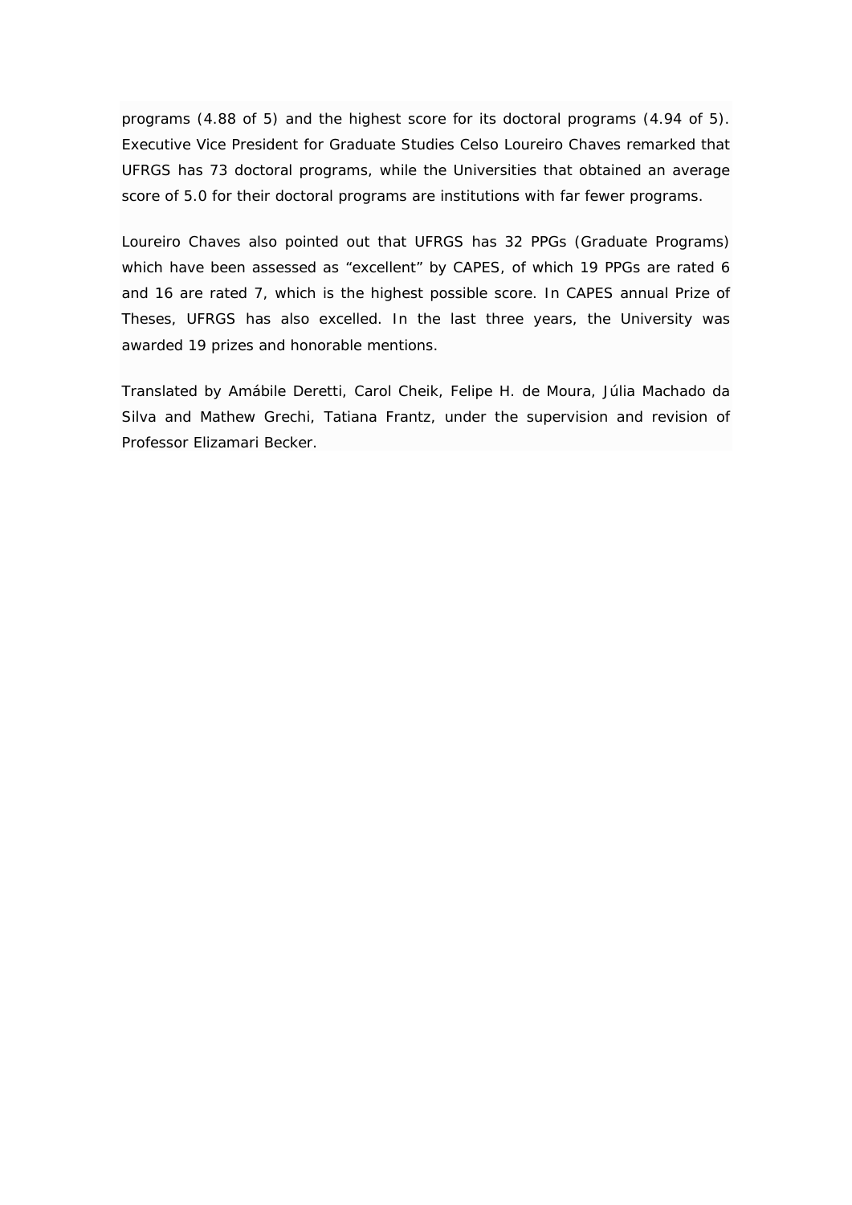programs (4.88 of 5) and the highest score for its doctoral programs (4.94 of 5). Executive Vice President for Graduate Studies Celso Loureiro Chaves remarked that UFRGS has 73 doctoral programs, while the Universities that obtained an average score of 5.0 for their doctoral programs are institutions with far fewer programs.

Loureiro Chaves also pointed out that UFRGS has 32 PPGs (Graduate Programs) which have been assessed as “excellent” by CAPES, of which 19 PPGs are rated 6 and 16 are rated 7, which is the highest possible score. In CAPES annual Prize of Theses, UFRGS has also excelled. In the last three years, the University was awarded 19 prizes and honorable mentions.

Translated by Amábile Deretti, Carol Cheik, Felipe H. de Moura, Júlia Machado da Silva and Mathew Grechi, Tatiana Frantz, under the supervision and revision of Professor Elizamari Becker.